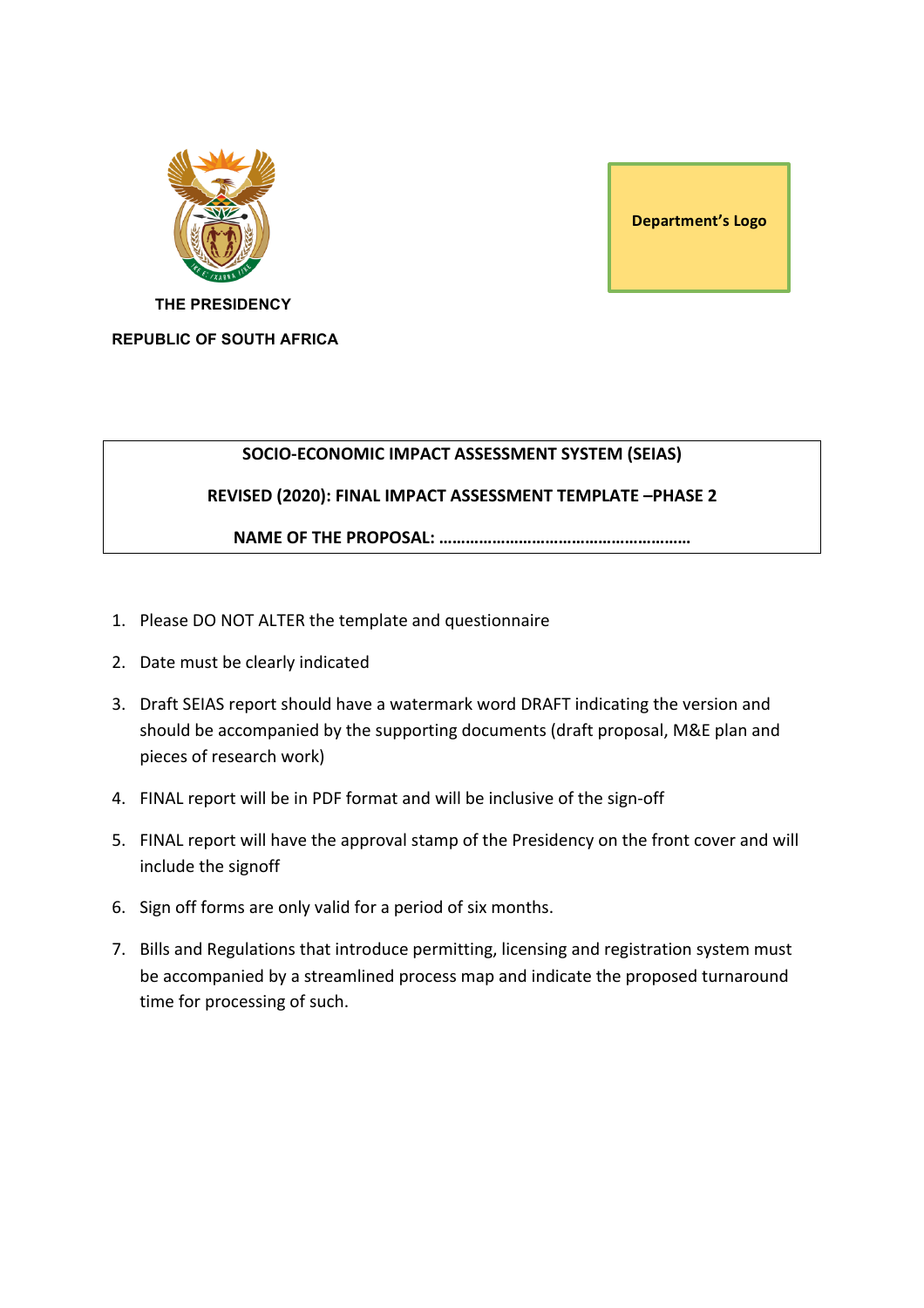THE PRESIDENCY

REPUBLIC OF SOUTH AFRICA

Department's Logo

**SOCIO-ECONOMIC IMPACT ASSESSMENT SYSTEM (SEIAS)**

**REVISED (2020): FINAL IMPACT ASSESSMENT TEMPLATE –PHASE 2**

**NAME OF THE PROPOSAL: ………………………………………………**

1. Please DO NOT ALTER the template and questionnaire
2. Date must be clearly indicated
3. Draft SEIAS report should have a watermark word DRAFT indicating the version and should be accompanied by the supporting documents (draft proposal, M&E plan and pieces of research work)
4. FINAL report will be in PDF format and will be inclusive of the sign-off
5. FINAL report will have the approval stamp of the Presidency on the front cover and will include the signoff
6. Sign off forms are only valid for a period of six months.
7. Bills and Regulations that introduce permitting, licensing and registration system must be accompanied by a streamlined process map and indicate the proposed turnaround time for processing of such.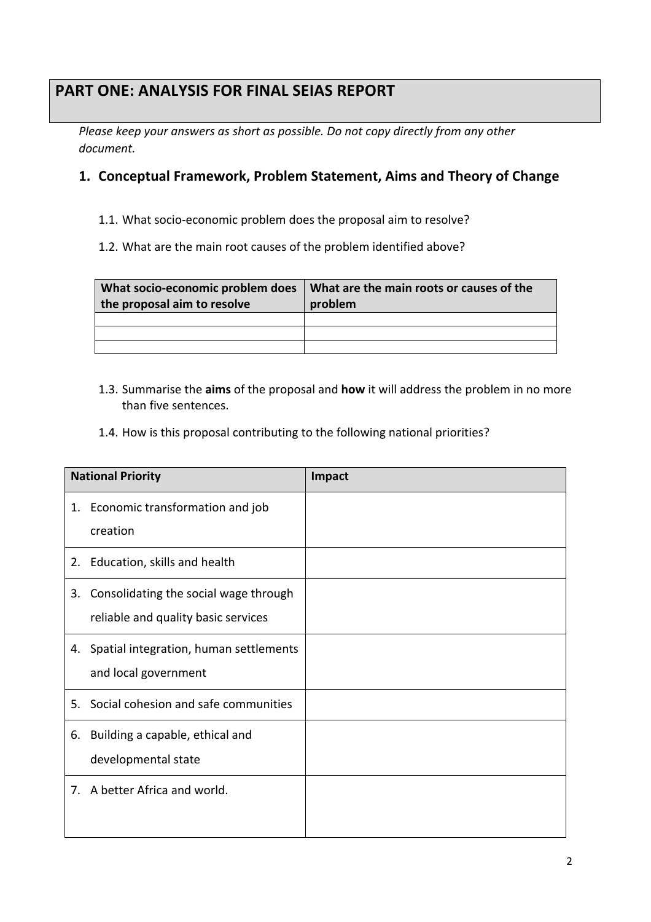# PART ONE: ANALYSIS FOR FINAL SEIAS REPORT

*Please keep your answers as short as possible. Do not copy directly from any other document.*

## 1. Conceptual Framework, Problem Statement, Aims and Theory of Change

1.1. What socio-economic problem does the proposal aim to resolve?

1.2. What are the main root causes of the problem identified above?

| What socio-economic problem does the proposal aim to resolve | What are the main roots or causes of the problem |
|---|---|
| | |
| | |
| | |

1.3. Summarise the **aims** of the proposal and **how** it will address the problem in no more than five sentences.

1.4. How is this proposal contributing to the following national priorities?

| National Priority | Impact |
|---|---|
| 1. Economic transformation and job creation | |
| 2. Education, skills and health | |
| 3. Consolidating the social wage through reliable and quality basic services | |
| 4. Spatial integration, human settlements and local government | |
| 5. Social cohesion and safe communities | |
| 6. Building a capable, ethical and developmental state | |
| 7. A better Africa and world. | |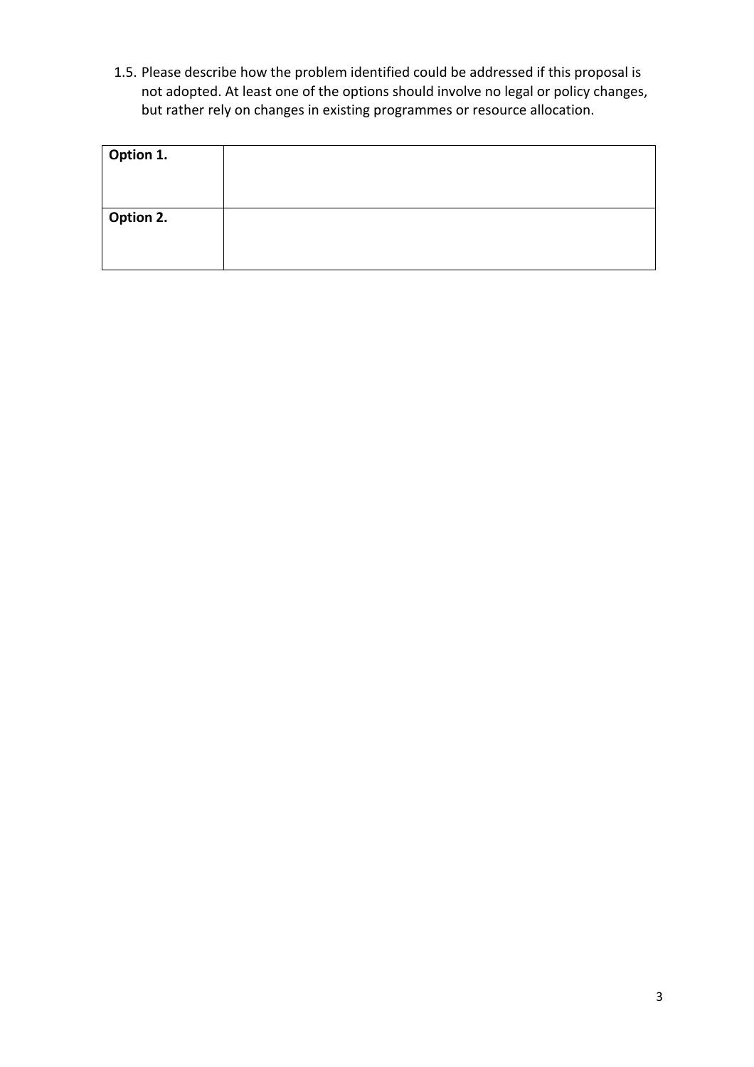1.5. Please describe how the problem identified could be addressed if this proposal is not adopted. At least one of the options should involve no legal or policy changes, but rather rely on changes in existing programmes or resource allocation.

| | |
|---|---|
| **Option 1.** | |
| **Option 2.** | |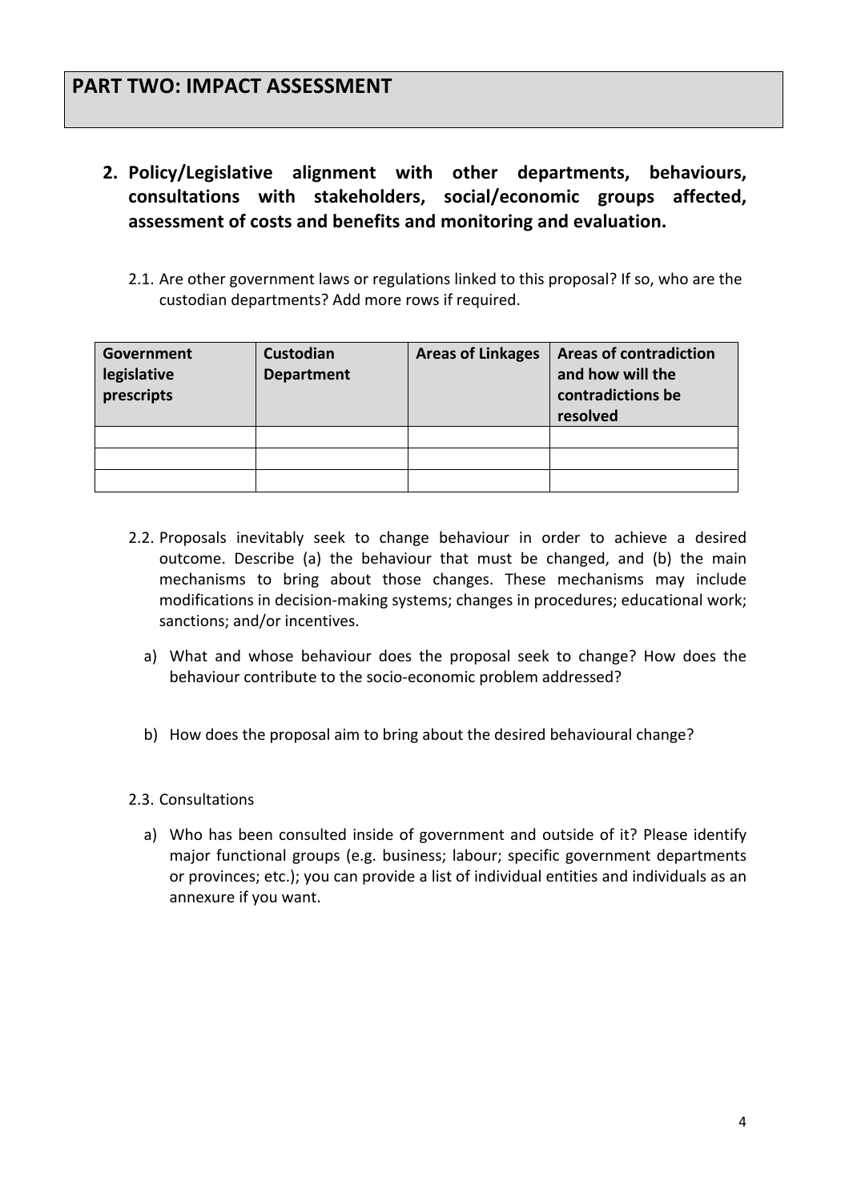# PART TWO: IMPACT ASSESSMENT

## 2. Policy/Legislative alignment with other departments, behaviours, consultations with stakeholders, social/economic groups affected, assessment of costs and benefits and monitoring and evaluation.

2.1. Are other government laws or regulations linked to this proposal? If so, who are the custodian departments? Add more rows if required.

| Government legislative prescripts | Custodian Department | Areas of Linkages | Areas of contradiction and how will the contradictions be resolved |
|---|---|---|---|
| | | | |
| | | | |
| | | | |

2.2. Proposals inevitably seek to change behaviour in order to achieve a desired outcome. Describe (a) the behaviour that must be changed, and (b) the main mechanisms to bring about those changes. These mechanisms may include modifications in decision-making systems; changes in procedures; educational work; sanctions; and/or incentives.

a) What and whose behaviour does the proposal seek to change? How does the behaviour contribute to the socio-economic problem addressed?

b) How does the proposal aim to bring about the desired behavioural change?

2.3. Consultations

a) Who has been consulted inside of government and outside of it? Please identify major functional groups (e.g. business; labour; specific government departments or provinces; etc.); you can provide a list of individual entities and individuals as an annexure if you want.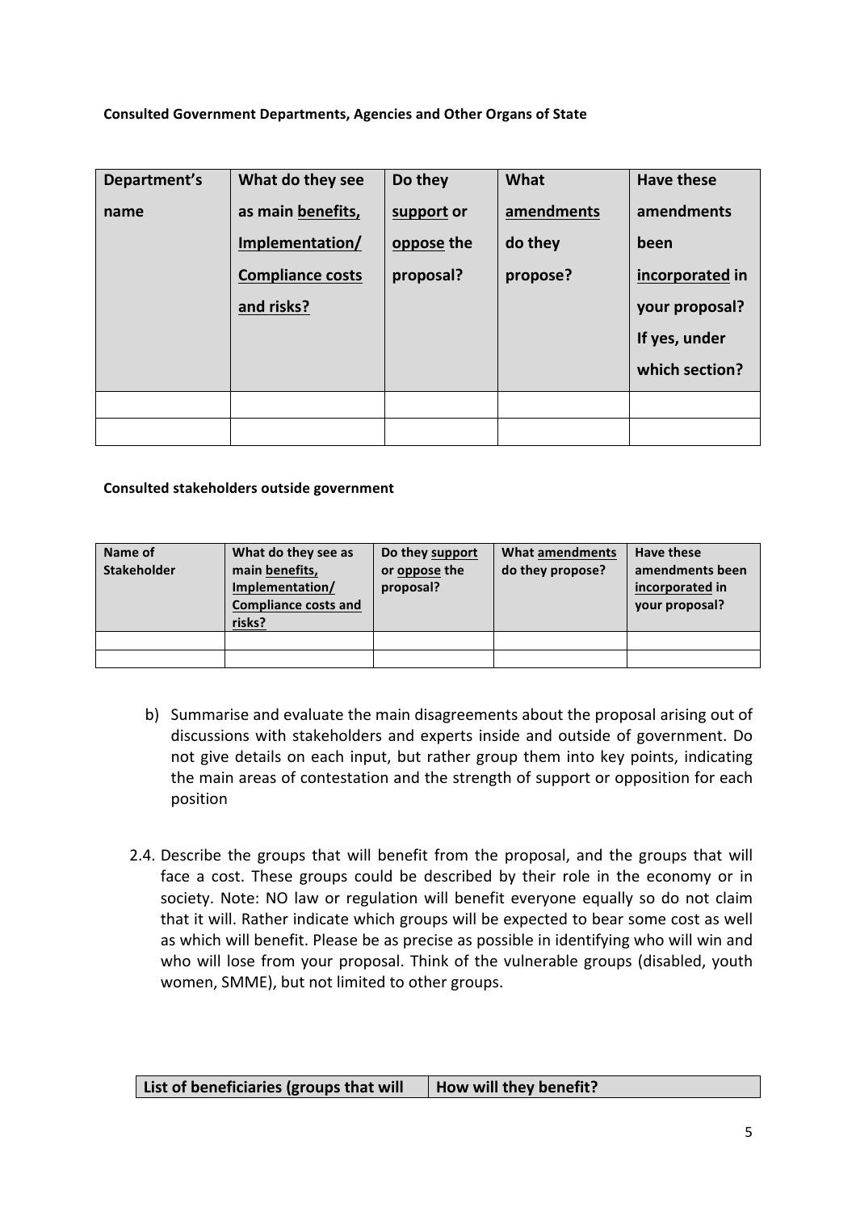**Consulted Government Departments, Agencies and Other Organs of State**

| Department's name | What do they see as main benefits, Implementation/ Compliance costs and risks? | Do they support or oppose the proposal? | What amendments do they propose? | Have these amendments been incorporated in your proposal? If yes, under which section? |
|---|---|---|---|---|
| | | | | |
| | | | | |

**Consulted stakeholders outside government**

| Name of Stakeholder | What do they see as main benefits, Implementation/ Compliance costs and risks? | Do they support or oppose the proposal? | What amendments do they propose? | Have these amendments been incorporated in your proposal? |
|---|---|---|---|---|
| | | | | |
| | | | | |

b) Summarise and evaluate the main disagreements about the proposal arising out of discussions with stakeholders and experts inside and outside of government. Do not give details on each input, but rather group them into key points, indicating the main areas of contestation and the strength of support or opposition for each position

2.4. Describe the groups that will benefit from the proposal, and the groups that will face a cost. These groups could be described by their role in the economy or in society. Note: NO law or regulation will benefit everyone equally so do not claim that it will. Rather indicate which groups will be expected to bear some cost as well as which will benefit. Please be as precise as possible in identifying who will win and who will lose from your proposal. Think of the vulnerable groups (disabled, youth women, SMME), but not limited to other groups.

| List of beneficiaries (groups that will | How will they benefit? |
|---|---|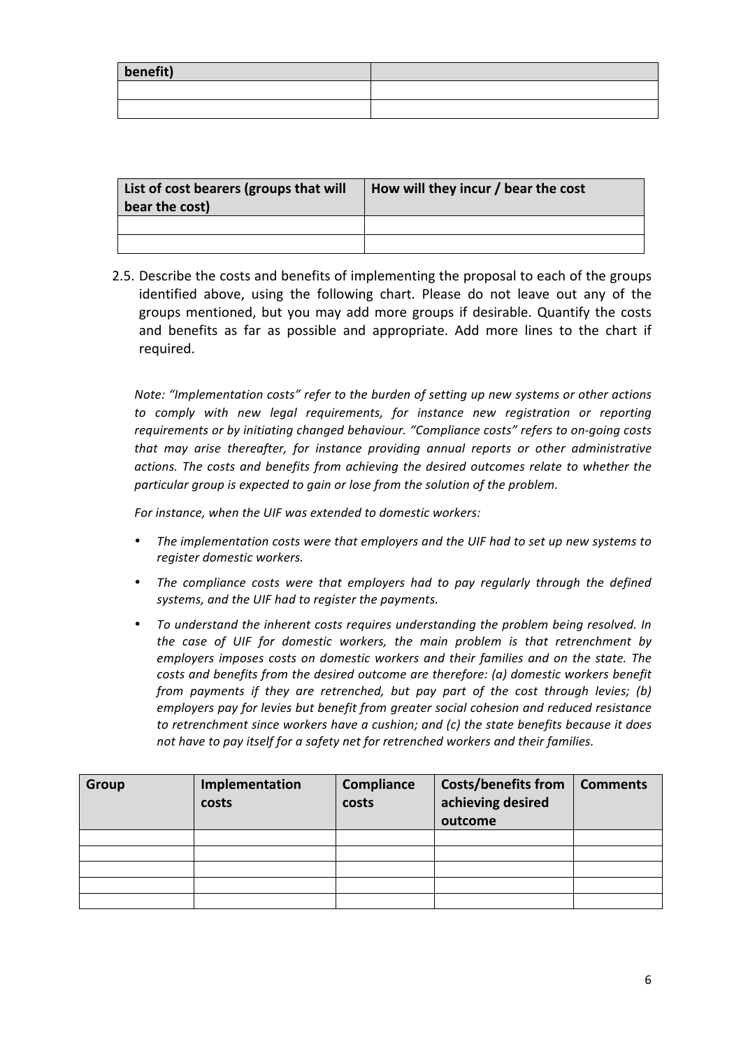| benefit) | |
|---|---|
| | |
| | |

| List of cost bearers (groups that will bear the cost) | How will they incur / bear the cost |
|---|---|
| | |
| | |

2.5. Describe the costs and benefits of implementing the proposal to each of the groups identified above, using the following chart. Please do not leave out any of the groups mentioned, but you may add more groups if desirable. Quantify the costs and benefits as far as possible and appropriate. Add more lines to the chart if required.

*Note: "Implementation costs" refer to the burden of setting up new systems or other actions to comply with new legal requirements, for instance new registration or reporting requirements or by initiating changed behaviour. "Compliance costs" refers to on-going costs that may arise thereafter, for instance providing annual reports or other administrative actions. The costs and benefits from achieving the desired outcomes relate to whether the particular group is expected to gain or lose from the solution of the problem.*

*For instance, when the UIF was extended to domestic workers:*

- *The implementation costs were that employers and the UIF had to set up new systems to register domestic workers.*
- *The compliance costs were that employers had to pay regularly through the defined systems, and the UIF had to register the payments.*
- *To understand the inherent costs requires understanding the problem being resolved. In the case of UIF for domestic workers, the main problem is that retrenchment by employers imposes costs on domestic workers and their families and on the state. The costs and benefits from the desired outcome are therefore: (a) domestic workers benefit from payments if they are retrenched, but pay part of the cost through levies; (b) employers pay for levies but benefit from greater social cohesion and reduced resistance to retrenchment since workers have a cushion; and (c) the state benefits because it does not have to pay itself for a safety net for retrenched workers and their families.*

| Group | Implementation costs | Compliance costs | Costs/benefits from achieving desired outcome | Comments |
|---|---|---|---|---|
| | | | | |
| | | | | |
| | | | | |
| | | | | |
| | | | | |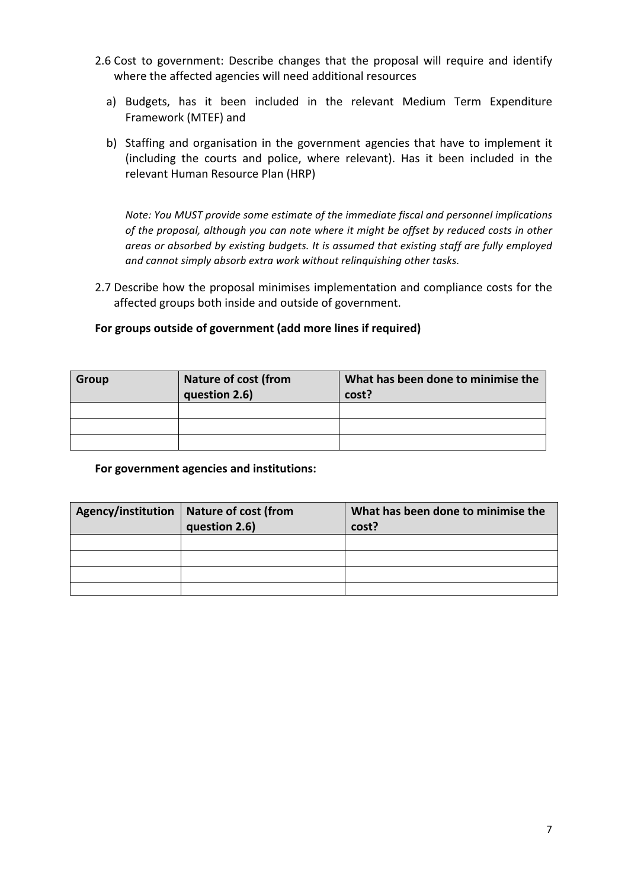2.6 Cost to government: Describe changes that the proposal will require and identify where the affected agencies will need additional resources

a) Budgets, has it been included in the relevant Medium Term Expenditure Framework (MTEF) and

b) Staffing and organisation in the government agencies that have to implement it (including the courts and police, where relevant). Has it been included in the relevant Human Resource Plan (HRP)

*Note: You MUST provide some estimate of the immediate fiscal and personnel implications of the proposal, although you can note where it might be offset by reduced costs in other areas or absorbed by existing budgets. It is assumed that existing staff are fully employed and cannot simply absorb extra work without relinquishing other tasks.*

2.7 Describe how the proposal minimises implementation and compliance costs for the affected groups both inside and outside of government.

**For groups outside of government (add more lines if required)**

| Group | Nature of cost (from question 2.6) | What has been done to minimise the cost? |
|---|---|---|
| | | |
| | | |
| | | |

**For government agencies and institutions:**

| Agency/institution | Nature of cost (from question 2.6) | What has been done to minimise the cost? |
|---|---|---|
| | | |
| | | |
| | | |
| | | |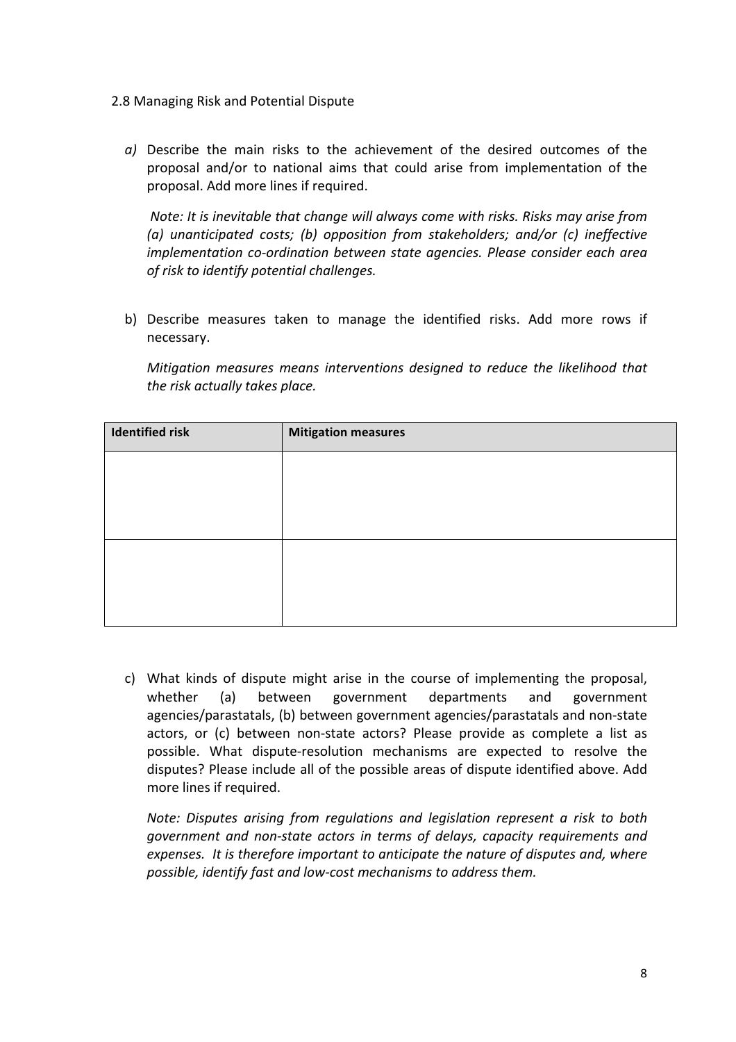2.8 Managing Risk and Potential Dispute

*a)* Describe the main risks to the achievement of the desired outcomes of the proposal and/or to national aims that could arise from implementation of the proposal. Add more lines if required.

*Note: It is inevitable that change will always come with risks. Risks may arise from (a) unanticipated costs; (b) opposition from stakeholders; and/or (c) ineffective implementation co-ordination between state agencies. Please consider each area of risk to identify potential challenges.*

b) Describe measures taken to manage the identified risks. Add more rows if necessary.

*Mitigation measures means interventions designed to reduce the likelihood that the risk actually takes place.*

| **Identified risk** | **Mitigation measures** |
|---|---|
| | |
| | |

c) What kinds of dispute might arise in the course of implementing the proposal, whether (a) between government departments and government agencies/parastatals, (b) between government agencies/parastatals and non-state actors, or (c) between non-state actors? Please provide as complete a list as possible. What dispute-resolution mechanisms are expected to resolve the disputes? Please include all of the possible areas of dispute identified above. Add more lines if required.

*Note: Disputes arising from regulations and legislation represent a risk to both government and non-state actors in terms of delays, capacity requirements and expenses. It is therefore important to anticipate the nature of disputes and, where possible, identify fast and low-cost mechanisms to address them.*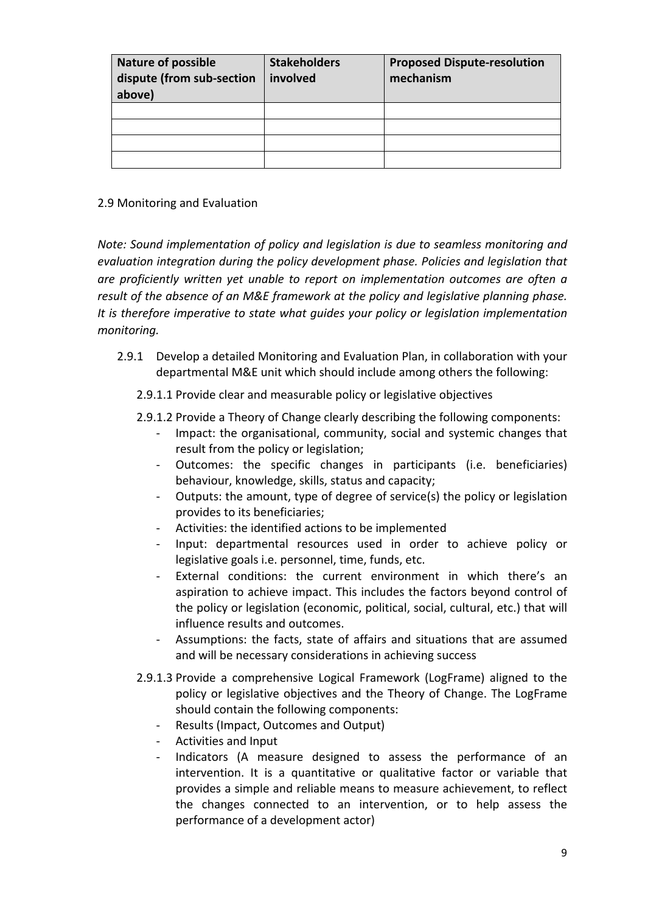| Nature of possible dispute (from sub-section above) | Stakeholders involved | Proposed Dispute-resolution mechanism |
| --- | --- | --- |
| | | |
| | | |
| | | |
| | | |

2.9 Monitoring and Evaluation

*Note: Sound implementation of policy and legislation is due to seamless monitoring and evaluation integration during the policy development phase. Policies and legislation that are proficiently written yet unable to report on implementation outcomes are often a result of the absence of an M&E framework at the policy and legislative planning phase. It is therefore imperative to state what guides your policy or legislation implementation monitoring.*

2.9.1 Develop a detailed Monitoring and Evaluation Plan, in collaboration with your departmental M&E unit which should include among others the following:

2.9.1.1 Provide clear and measurable policy or legislative objectives

2.9.1.2 Provide a Theory of Change clearly describing the following components:

- Impact: the organisational, community, social and systemic changes that result from the policy or legislation;
- Outcomes: the specific changes in participants (i.e. beneficiaries) behaviour, knowledge, skills, status and capacity;
- Outputs: the amount, type of degree of service(s) the policy or legislation provides to its beneficiaries;
- Activities: the identified actions to be implemented
- Input: departmental resources used in order to achieve policy or legislative goals i.e. personnel, time, funds, etc.
- External conditions: the current environment in which there's an aspiration to achieve impact. This includes the factors beyond control of the policy or legislation (economic, political, social, cultural, etc.) that will influence results and outcomes.
- Assumptions: the facts, state of affairs and situations that are assumed and will be necessary considerations in achieving success

2.9.1.3 Provide a comprehensive Logical Framework (LogFrame) aligned to the policy or legislative objectives and the Theory of Change. The LogFrame should contain the following components:

- Results (Impact, Outcomes and Output)
- Activities and Input
- Indicators (A measure designed to assess the performance of an intervention. It is a quantitative or qualitative factor or variable that provides a simple and reliable means to measure achievement, to reflect the changes connected to an intervention, or to help assess the performance of a development actor)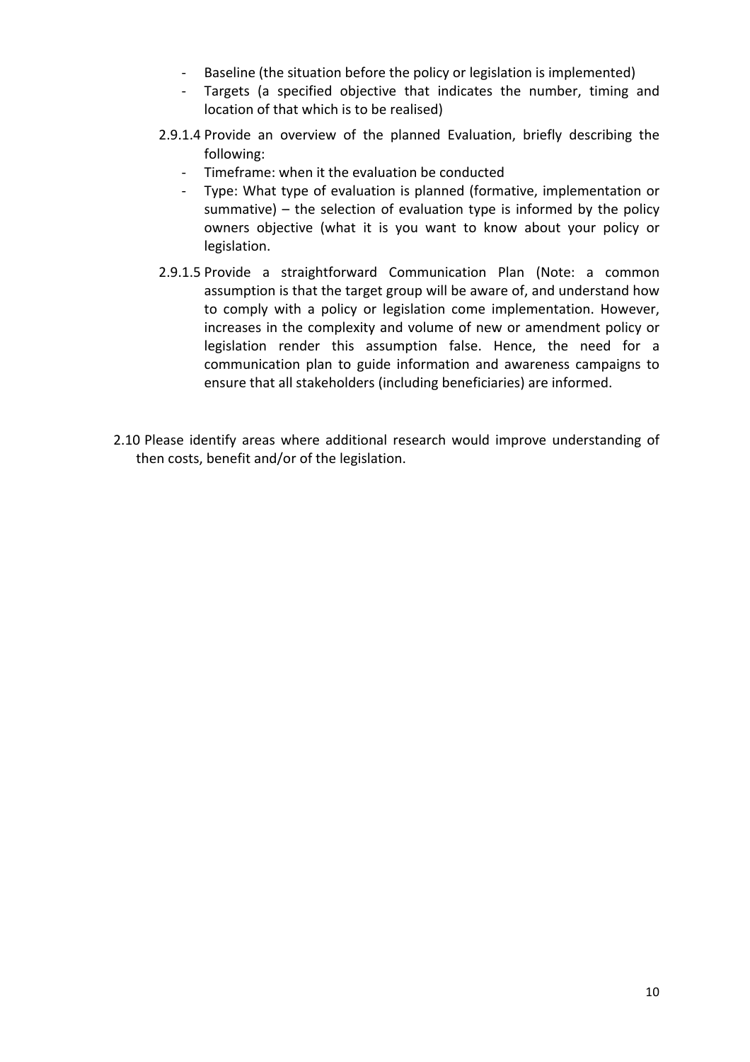- Baseline (the situation before the policy or legislation is implemented)
- Targets (a specified objective that indicates the number, timing and location of that which is to be realised)

2.9.1.4 Provide an overview of the planned Evaluation, briefly describing the following:

- Timeframe: when it the evaluation be conducted
- Type: What type of evaluation is planned (formative, implementation or summative) – the selection of evaluation type is informed by the policy owners objective (what it is you want to know about your policy or legislation.

2.9.1.5 Provide a straightforward Communication Plan (Note: a common assumption is that the target group will be aware of, and understand how to comply with a policy or legislation come implementation. However, increases in the complexity and volume of new or amendment policy or legislation render this assumption false. Hence, the need for a communication plan to guide information and awareness campaigns to ensure that all stakeholders (including beneficiaries) are informed.

2.10 Please identify areas where additional research would improve understanding of then costs, benefit and/or of the legislation.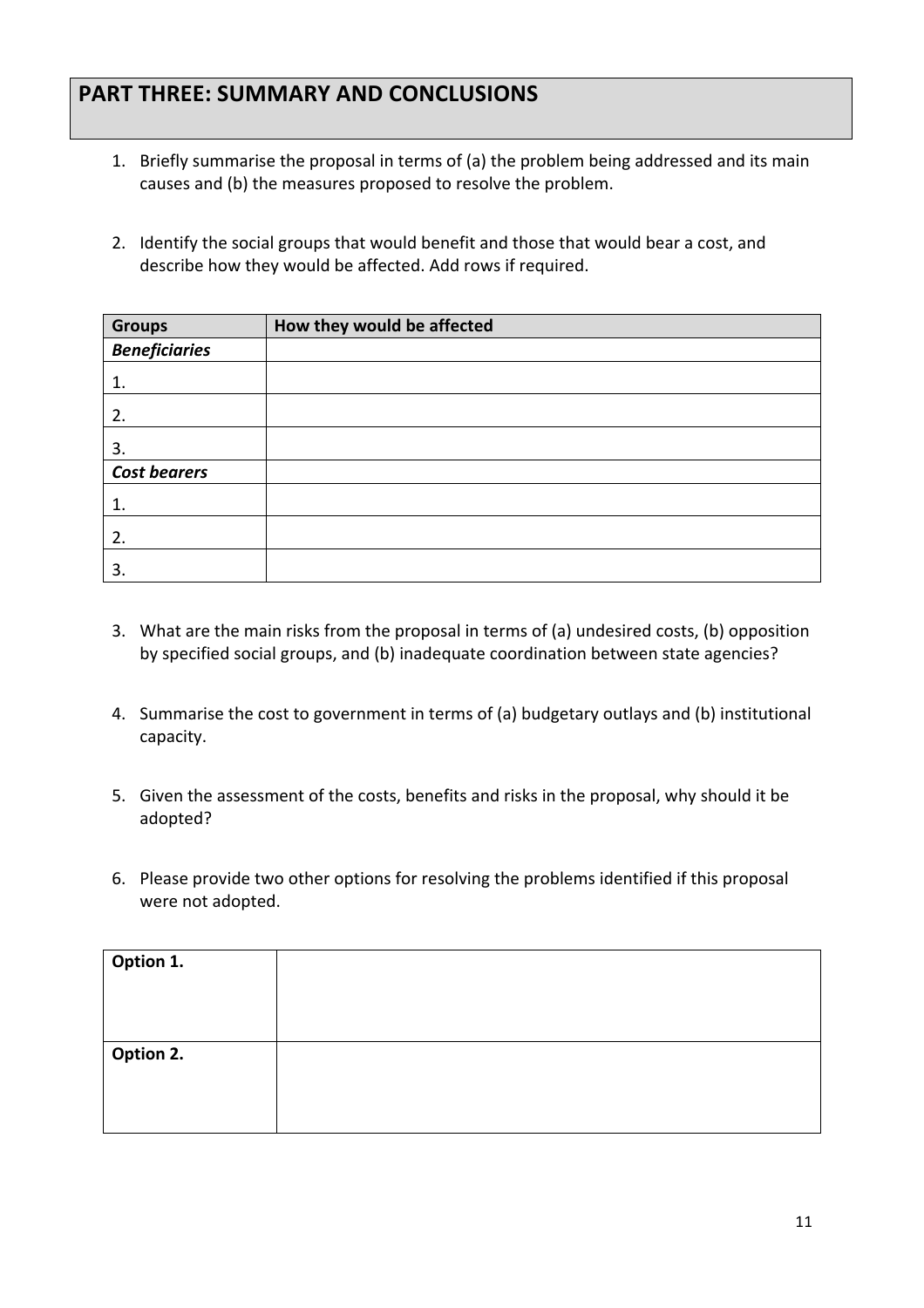## PART THREE: SUMMARY AND CONCLUSIONS

1. Briefly summarise the proposal in terms of (a) the problem being addressed and its main causes and (b) the measures proposed to resolve the problem.

2. Identify the social groups that would benefit and those that would bear a cost, and describe how they would be affected. Add rows if required.

| Groups | How they would be affected |
|---|---|
| ***Beneficiaries*** | |
| 1. | |
| 2. | |
| 3. | |
| ***Cost bearers*** | |
| 1. | |
| 2. | |
| 3. | |

3. What are the main risks from the proposal in terms of (a) undesired costs, (b) opposition by specified social groups, and (b) inadequate coordination between state agencies?

4. Summarise the cost to government in terms of (a) budgetary outlays and (b) institutional capacity.

5. Given the assessment of the costs, benefits and risks in the proposal, why should it be adopted?

6. Please provide two other options for resolving the problems identified if this proposal were not adopted.

| | |
|---|---|
| **Option 1.** | |
| **Option 2.** | |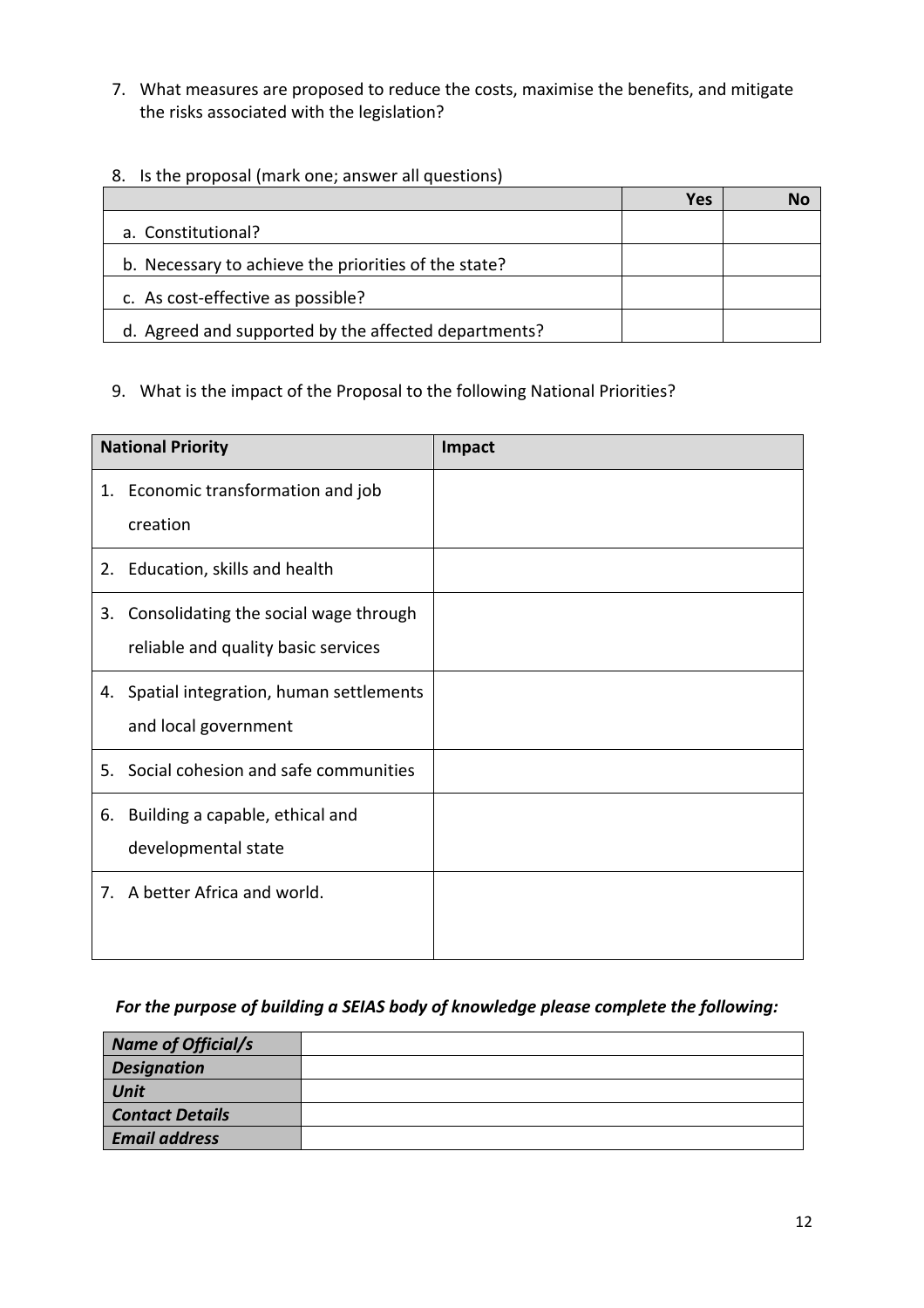7. What measures are proposed to reduce the costs, maximise the benefits, and mitigate the risks associated with the legislation?

8. Is the proposal (mark one; answer all questions)

| | Yes | No |
|---|---|---|
| a. Constitutional? | | |
| b. Necessary to achieve the priorities of the state? | | |
| c. As cost-effective as possible? | | |
| d. Agreed and supported by the affected departments? | | |

9. What is the impact of the Proposal to the following National Priorities?

| National Priority | Impact |
|---|---|
| 1. Economic transformation and job creation | |
| 2. Education, skills and health | |
| 3. Consolidating the social wage through reliable and quality basic services | |
| 4. Spatial integration, human settlements and local government | |
| 5. Social cohesion and safe communities | |
| 6. Building a capable, ethical and developmental state | |
| 7. A better Africa and world. | |

***For the purpose of building a SEIAS body of knowledge please complete the following:***

| | |
|---|---|
| ***Name of Official/s*** | |
| ***Designation*** | |
| ***Unit*** | |
| ***Contact Details*** | |
| ***Email address*** | |